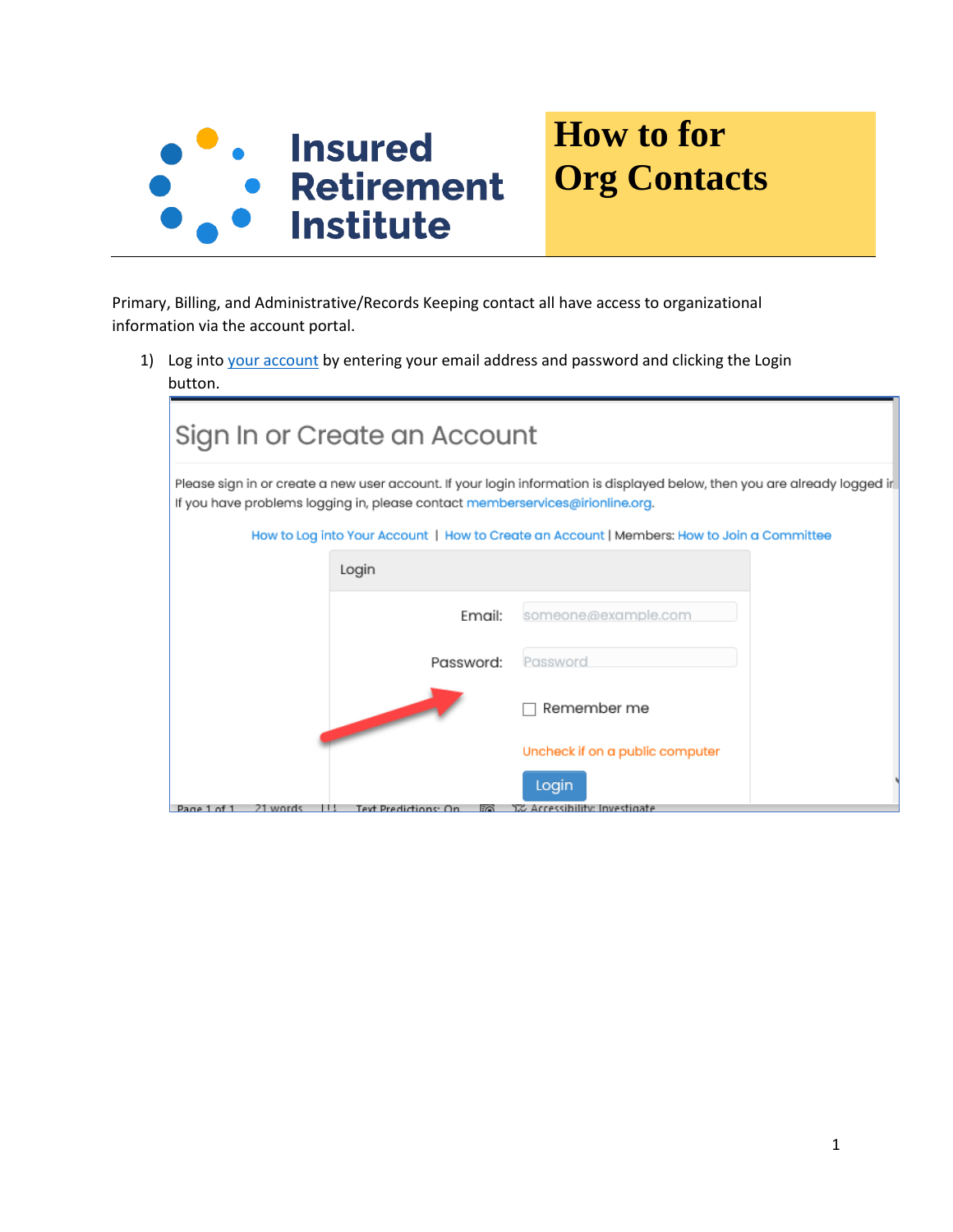# How to for Org Contacts

Primary, Billing, and Administrative/Records Keeping contact all have access to organizational information via the account portal.

1) Log into your account by entering your email address and password and clicking the Login button.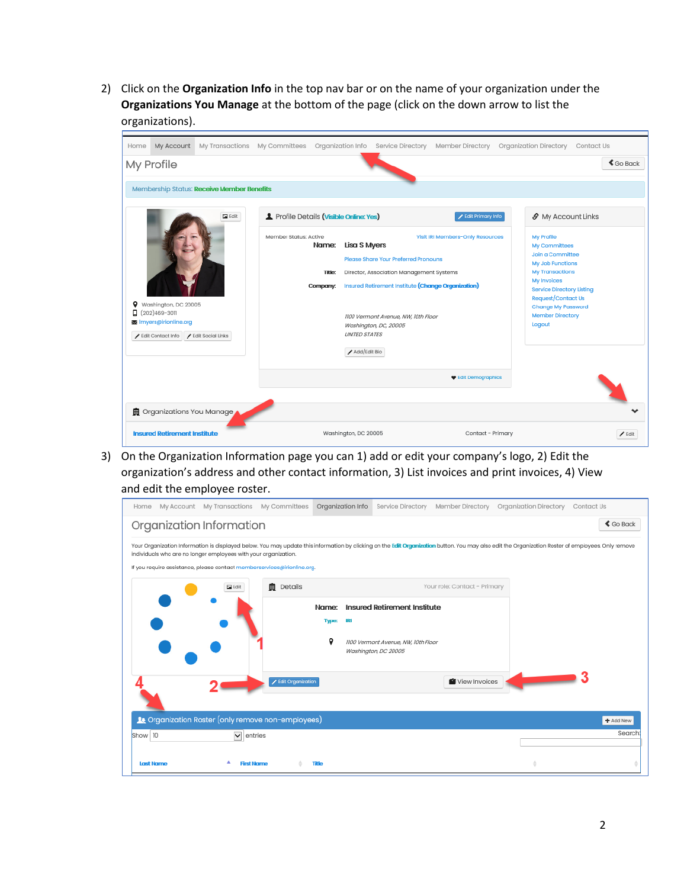2) Click on the **Organization Info** in the top nav bar or on the name of your organization under the **Organizations You Manage** at the bottom of the page (click on the down arrow to list the organizations).

3) On the Organization Information page you can 1) add or edit your company's logo, 2) Edit the organization's address and other contact information, 3) List invoices and print invoices, 4) View and edit the employee roster.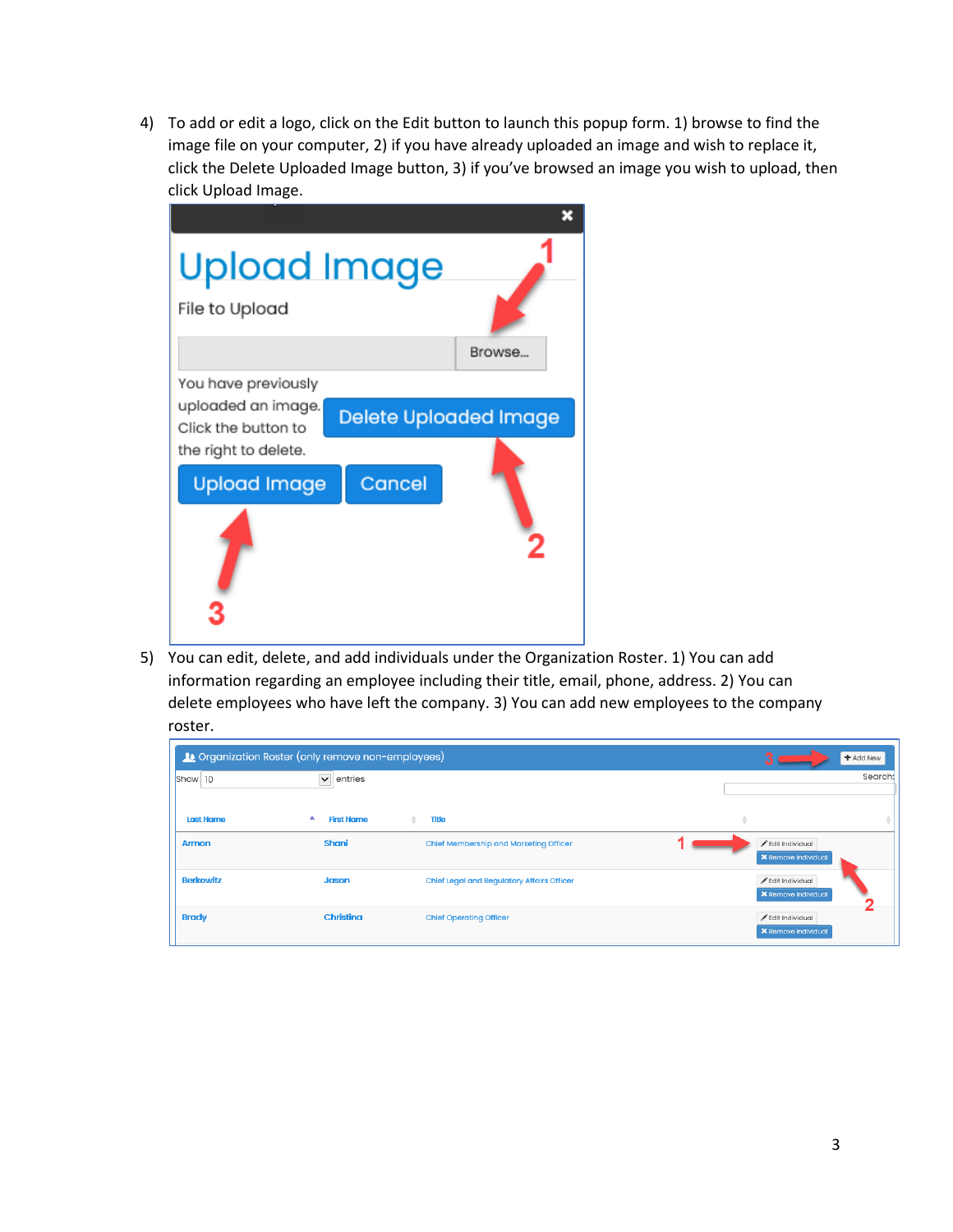4) To add or edit a logo, click on the Edit button to launch this popup form. 1) browse to find the image file on your computer, 2) if you have already uploaded an image and wish to replace it, click the Delete Uploaded Image button, 3) if you've browsed an image you wish to upload, then click Upload Image.

5) You can edit, delete, and add individuals under the Organization Roster. 1) You can add information regarding an employee including their title, email, phone, address. 2) You can delete employees who have left the company. 3) You can add new employees to the company roster.